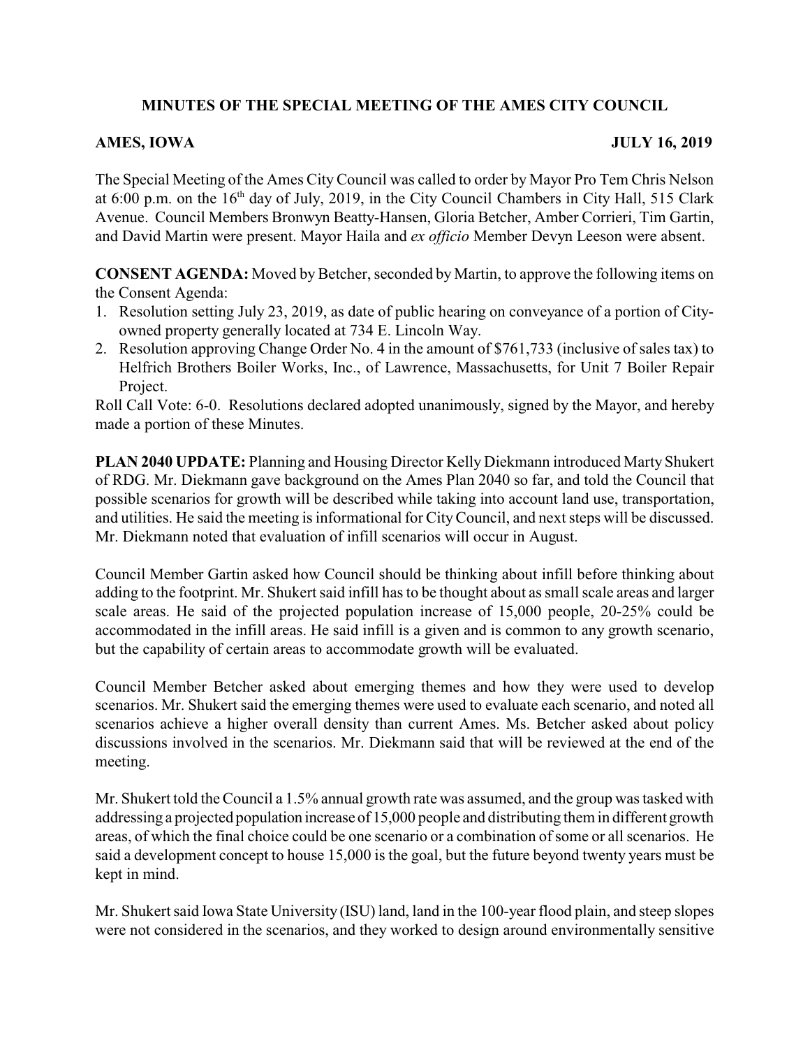# MINUTES OF THE SPECIAL MEETING OF THE AMES CITY COUNCIL

**AMES, IOWA** **JULY 16, 2019**

The Special Meeting of the Ames City Council was called to order by Mayor Pro Tem Chris Nelson at 6:00 p.m. on the 16th day of July, 2019, in the City Council Chambers in City Hall, 515 Clark Avenue. Council Members Bronwyn Beatty-Hansen, Gloria Betcher, Amber Corrieri, Tim Gartin, and David Martin were present. Mayor Haila and *ex officio* Member Devyn Leeson were absent.

**CONSENT AGENDA:** Moved by Betcher, seconded by Martin, to approve the following items on the Consent Agenda:

1. Resolution setting July 23, 2019, as date of public hearing on conveyance of a portion of City-owned property generally located at 734 E. Lincoln Way.
2. Resolution approving Change Order No. 4 in the amount of $761,733 (inclusive of sales tax) to Helfrich Brothers Boiler Works, Inc., of Lawrence, Massachusetts, for Unit 7 Boiler Repair Project.

Roll Call Vote: 6-0. Resolutions declared adopted unanimously, signed by the Mayor, and hereby made a portion of these Minutes.

**PLAN 2040 UPDATE:** Planning and Housing Director Kelly Diekmann introduced Marty Shukert of RDG. Mr. Diekmann gave background on the Ames Plan 2040 so far, and told the Council that possible scenarios for growth will be described while taking into account land use, transportation, and utilities. He said the meeting is informational for City Council, and next steps will be discussed. Mr. Diekmann noted that evaluation of infill scenarios will occur in August.

Council Member Gartin asked how Council should be thinking about infill before thinking about adding to the footprint. Mr. Shukert said infill has to be thought about as small scale areas and larger scale areas. He said of the projected population increase of 15,000 people, 20-25% could be accommodated in the infill areas. He said infill is a given and is common to any growth scenario, but the capability of certain areas to accommodate growth will be evaluated.

Council Member Betcher asked about emerging themes and how they were used to develop scenarios. Mr. Shukert said the emerging themes were used to evaluate each scenario, and noted all scenarios achieve a higher overall density than current Ames. Ms. Betcher asked about policy discussions involved in the scenarios. Mr. Diekmann said that will be reviewed at the end of the meeting.

Mr. Shukert told the Council a 1.5% annual growth rate was assumed, and the group was tasked with addressing a projected population increase of 15,000 people and distributing them in different growth areas, of which the final choice could be one scenario or a combination of some or all scenarios. He said a development concept to house 15,000 is the goal, but the future beyond twenty years must be kept in mind.

Mr. Shukert said Iowa State University (ISU) land, land in the 100-year flood plain, and steep slopes were not considered in the scenarios, and they worked to design around environmentally sensitive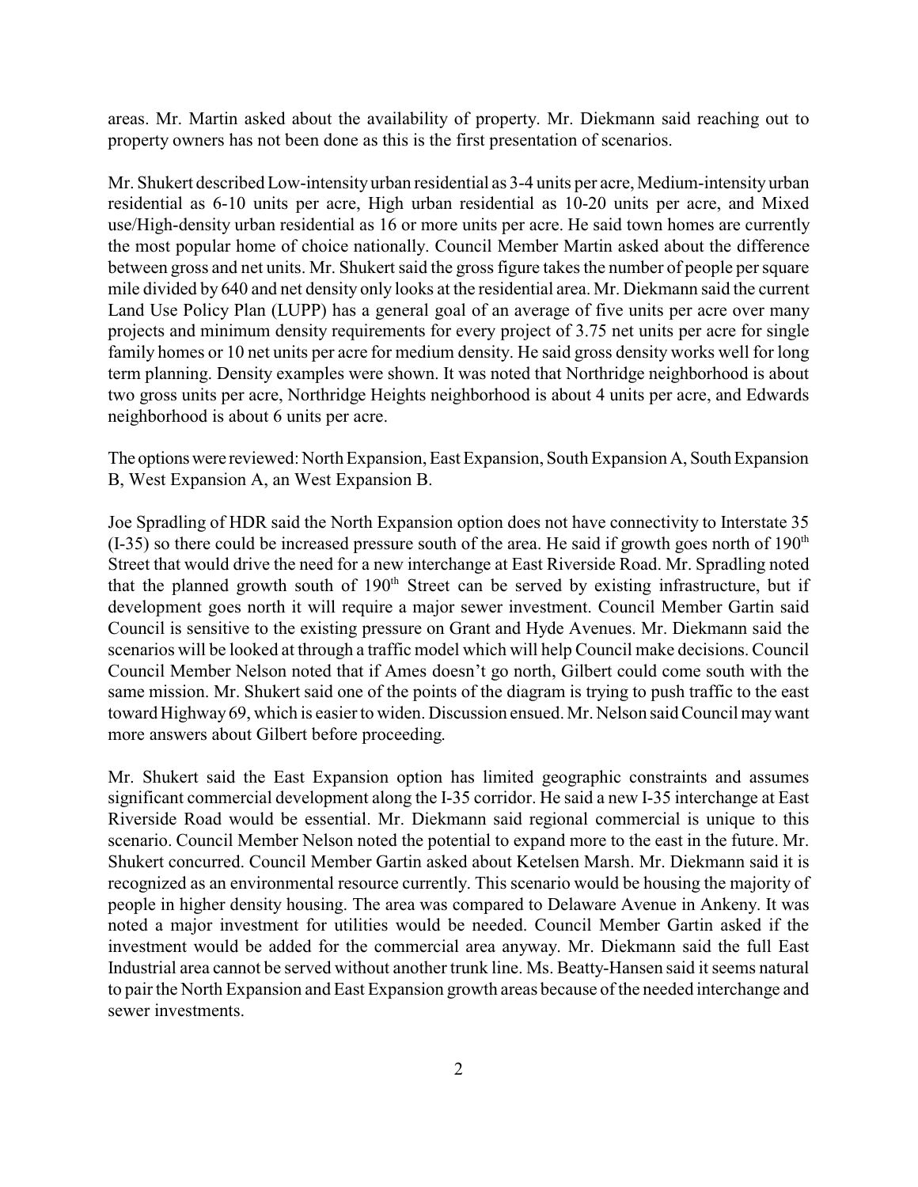areas. Mr. Martin asked about the availability of property. Mr. Diekmann said reaching out to property owners has not been done as this is the first presentation of scenarios.

Mr. Shukert described Low-intensity urban residential as 3-4 units per acre, Medium-intensity urban residential as 6-10 units per acre, High urban residential as 10-20 units per acre, and Mixed use/High-density urban residential as 16 or more units per acre. He said town homes are currently the most popular home of choice nationally. Council Member Martin asked about the difference between gross and net units. Mr. Shukert said the gross figure takes the number of people per square mile divided by 640 and net density only looks at the residential area. Mr. Diekmann said the current Land Use Policy Plan (LUPP) has a general goal of an average of five units per acre over many projects and minimum density requirements for every project of 3.75 net units per acre for single family homes or 10 net units per acre for medium density. He said gross density works well for long term planning. Density examples were shown. It was noted that Northridge neighborhood is about two gross units per acre, Northridge Heights neighborhood is about 4 units per acre, and Edwards neighborhood is about 6 units per acre.

The options were reviewed: North Expansion, East Expansion, South Expansion A, South Expansion B, West Expansion A, an West Expansion B.

Joe Spradling of HDR said the North Expansion option does not have connectivity to Interstate 35 (I-35) so there could be increased pressure south of the area. He said if growth goes north of 190th Street that would drive the need for a new interchange at East Riverside Road. Mr. Spradling noted that the planned growth south of 190th Street can be served by existing infrastructure, but if development goes north it will require a major sewer investment. Council Member Gartin said Council is sensitive to the existing pressure on Grant and Hyde Avenues. Mr. Diekmann said the scenarios will be looked at through a traffic model which will help Council make decisions. Council Council Member Nelson noted that if Ames doesn't go north, Gilbert could come south with the same mission. Mr. Shukert said one of the points of the diagram is trying to push traffic to the east toward Highway 69, which is easier to widen. Discussion ensued. Mr. Nelson said Council may want more answers about Gilbert before proceeding.

Mr. Shukert said the East Expansion option has limited geographic constraints and assumes significant commercial development along the I-35 corridor. He said a new I-35 interchange at East Riverside Road would be essential. Mr. Diekmann said regional commercial is unique to this scenario. Council Member Nelson noted the potential to expand more to the east in the future. Mr. Shukert concurred. Council Member Gartin asked about Ketelsen Marsh. Mr. Diekmann said it is recognized as an environmental resource currently. This scenario would be housing the majority of people in higher density housing. The area was compared to Delaware Avenue in Ankeny. It was noted a major investment for utilities would be needed. Council Member Gartin asked if the investment would be added for the commercial area anyway. Mr. Diekmann said the full East Industrial area cannot be served without another trunk line. Ms. Beatty-Hansen said it seems natural to pair the North Expansion and East Expansion growth areas because of the needed interchange and sewer investments.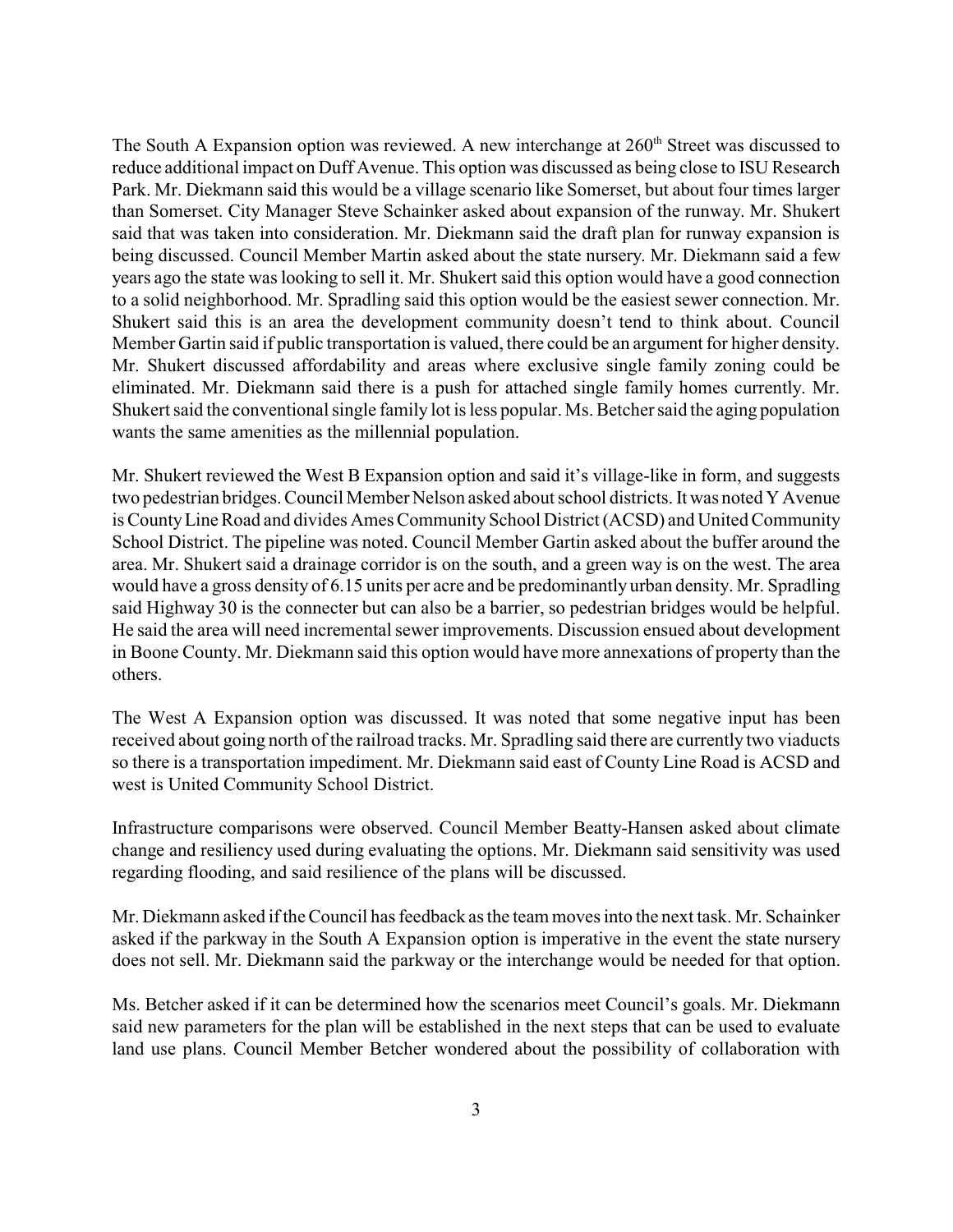The South A Expansion option was reviewed. A new interchange at 260th Street was discussed to reduce additional impact on Duff Avenue. This option was discussed as being close to ISU Research Park. Mr. Diekmann said this would be a village scenario like Somerset, but about four times larger than Somerset. City Manager Steve Schainker asked about expansion of the runway. Mr. Shukert said that was taken into consideration. Mr. Diekmann said the draft plan for runway expansion is being discussed. Council Member Martin asked about the state nursery. Mr. Diekmann said a few years ago the state was looking to sell it. Mr. Shukert said this option would have a good connection to a solid neighborhood. Mr. Spradling said this option would be the easiest sewer connection. Mr. Shukert said this is an area the development community doesn't tend to think about. Council Member Gartin said if public transportation is valued, there could be an argument for higher density. Mr. Shukert discussed affordability and areas where exclusive single family zoning could be eliminated. Mr. Diekmann said there is a push for attached single family homes currently. Mr. Shukert said the conventional single family lot is less popular. Ms. Betcher said the aging population wants the same amenities as the millennial population.

Mr. Shukert reviewed the West B Expansion option and said it's village-like in form, and suggests two pedestrian bridges. Council Member Nelson asked about school districts. It was noted Y Avenue is County Line Road and divides Ames Community School District (ACSD) and United Community School District. The pipeline was noted. Council Member Gartin asked about the buffer around the area. Mr. Shukert said a drainage corridor is on the south, and a green way is on the west. The area would have a gross density of 6.15 units per acre and be predominantly urban density. Mr. Spradling said Highway 30 is the connecter but can also be a barrier, so pedestrian bridges would be helpful. He said the area will need incremental sewer improvements. Discussion ensued about development in Boone County. Mr. Diekmann said this option would have more annexations of property than the others.

The West A Expansion option was discussed. It was noted that some negative input has been received about going north of the railroad tracks. Mr. Spradling said there are currently two viaducts so there is a transportation impediment. Mr. Diekmann said east of County Line Road is ACSD and west is United Community School District.

Infrastructure comparisons were observed. Council Member Beatty-Hansen asked about climate change and resiliency used during evaluating the options. Mr. Diekmann said sensitivity was used regarding flooding, and said resilience of the plans will be discussed.

Mr. Diekmann asked if the Council has feedback as the team moves into the next task. Mr. Schainker asked if the parkway in the South A Expansion option is imperative in the event the state nursery does not sell. Mr. Diekmann said the parkway or the interchange would be needed for that option.

Ms. Betcher asked if it can be determined how the scenarios meet Council's goals. Mr. Diekmann said new parameters for the plan will be established in the next steps that can be used to evaluate land use plans. Council Member Betcher wondered about the possibility of collaboration with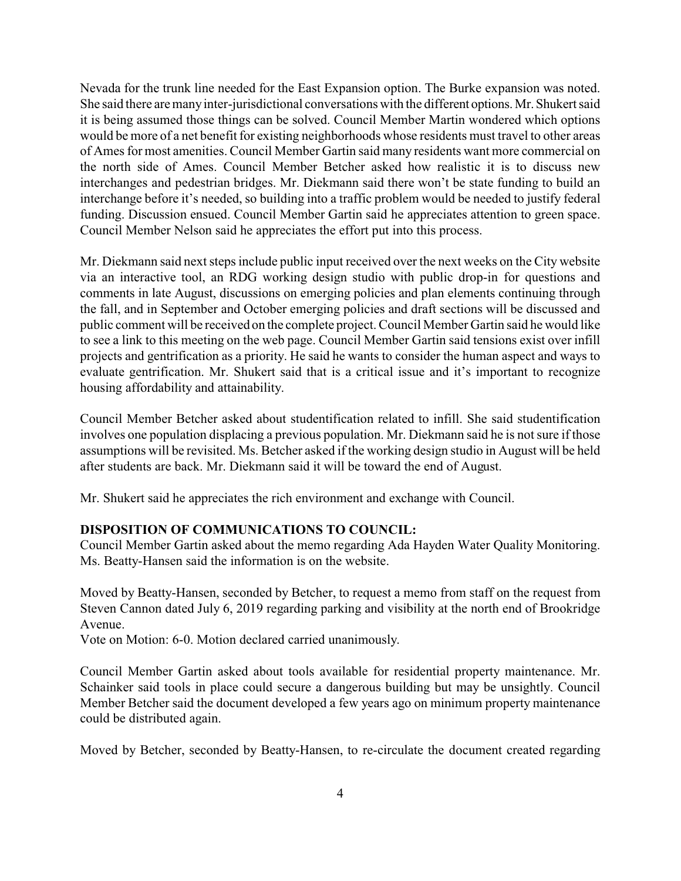Nevada for the trunk line needed for the East Expansion option. The Burke expansion was noted. She said there are many inter-jurisdictional conversations with the different options. Mr. Shukert said it is being assumed those things can be solved. Council Member Martin wondered which options would be more of a net benefit for existing neighborhoods whose residents must travel to other areas of Ames for most amenities. Council Member Gartin said many residents want more commercial on the north side of Ames. Council Member Betcher asked how realistic it is to discuss new interchanges and pedestrian bridges. Mr. Diekmann said there won't be state funding to build an interchange before it's needed, so building into a traffic problem would be needed to justify federal funding. Discussion ensued. Council Member Gartin said he appreciates attention to green space. Council Member Nelson said he appreciates the effort put into this process.

Mr. Diekmann said next steps include public input received over the next weeks on the City website via an interactive tool, an RDG working design studio with public drop-in for questions and comments in late August, discussions on emerging policies and plan elements continuing through the fall, and in September and October emerging policies and draft sections will be discussed and public comment will be received on the complete project. Council Member Gartin said he would like to see a link to this meeting on the web page. Council Member Gartin said tensions exist over infill projects and gentrification as a priority. He said he wants to consider the human aspect and ways to evaluate gentrification. Mr. Shukert said that is a critical issue and it's important to recognize housing affordability and attainability.

Council Member Betcher asked about studentification related to infill. She said studentification involves one population displacing a previous population. Mr. Diekmann said he is not sure if those assumptions will be revisited. Ms. Betcher asked if the working design studio in August will be held after students are back. Mr. Diekmann said it will be toward the end of August.

Mr. Shukert said he appreciates the rich environment and exchange with Council.

**DISPOSITION OF COMMUNICATIONS TO COUNCIL:**

Council Member Gartin asked about the memo regarding Ada Hayden Water Quality Monitoring. Ms. Beatty-Hansen said the information is on the website.

Moved by Beatty-Hansen, seconded by Betcher, to request a memo from staff on the request from Steven Cannon dated July 6, 2019 regarding parking and visibility at the north end of Brookridge Avenue.

Vote on Motion: 6-0. Motion declared carried unanimously.

Council Member Gartin asked about tools available for residential property maintenance. Mr. Schainker said tools in place could secure a dangerous building but may be unsightly. Council Member Betcher said the document developed a few years ago on minimum property maintenance could be distributed again.

Moved by Betcher, seconded by Beatty-Hansen, to re-circulate the document created regarding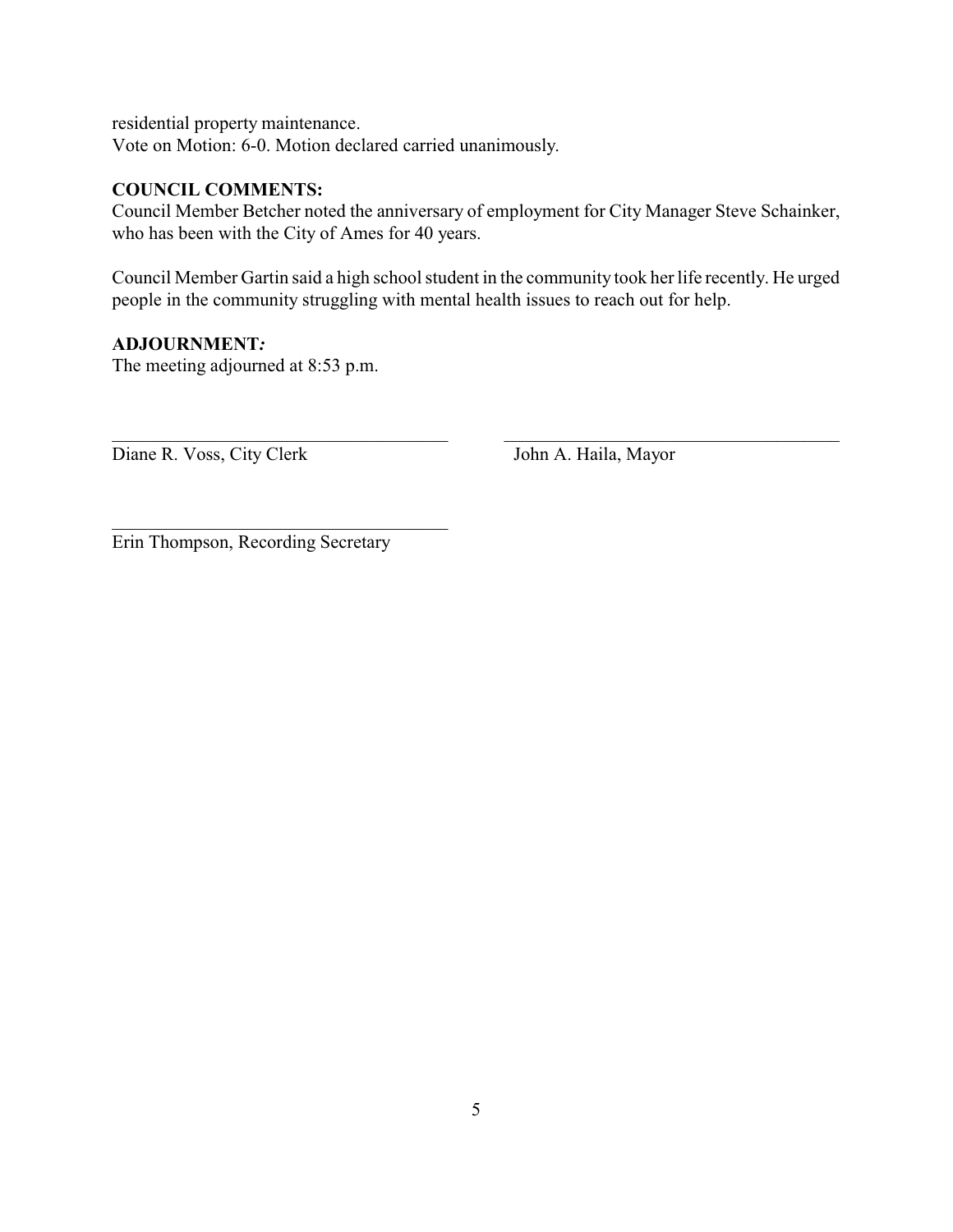residential property maintenance.
Vote on Motion: 6-0. Motion declared carried unanimously.

**COUNCIL COMMENTS:**
Council Member Betcher noted the anniversary of employment for City Manager Steve Schainker, who has been with the City of Ames for 40 years.

Council Member Gartin said a high school student in the community took her life recently. He urged people in the community struggling with mental health issues to reach out for help.

**ADJOURNMENT*:***
The meeting adjourned at 8:53 p.m.

\_\_\_\_\_\_\_\_\_\_\_\_\_\_\_\_\_\_\_\_\_\_\_\_\_\_\_\_\_\_\_\_\_\_\_\_
Diane R. Voss, City Clerk

\_\_\_\_\_\_\_\_\_\_\_\_\_\_\_\_\_\_\_\_\_\_\_\_\_\_\_\_\_\_\_\_\_\_\_\_
John A. Haila, Mayor

\_\_\_\_\_\_\_\_\_\_\_\_\_\_\_\_\_\_\_\_\_\_\_\_\_\_\_\_\_\_\_\_\_\_\_\_
Erin Thompson, Recording Secretary